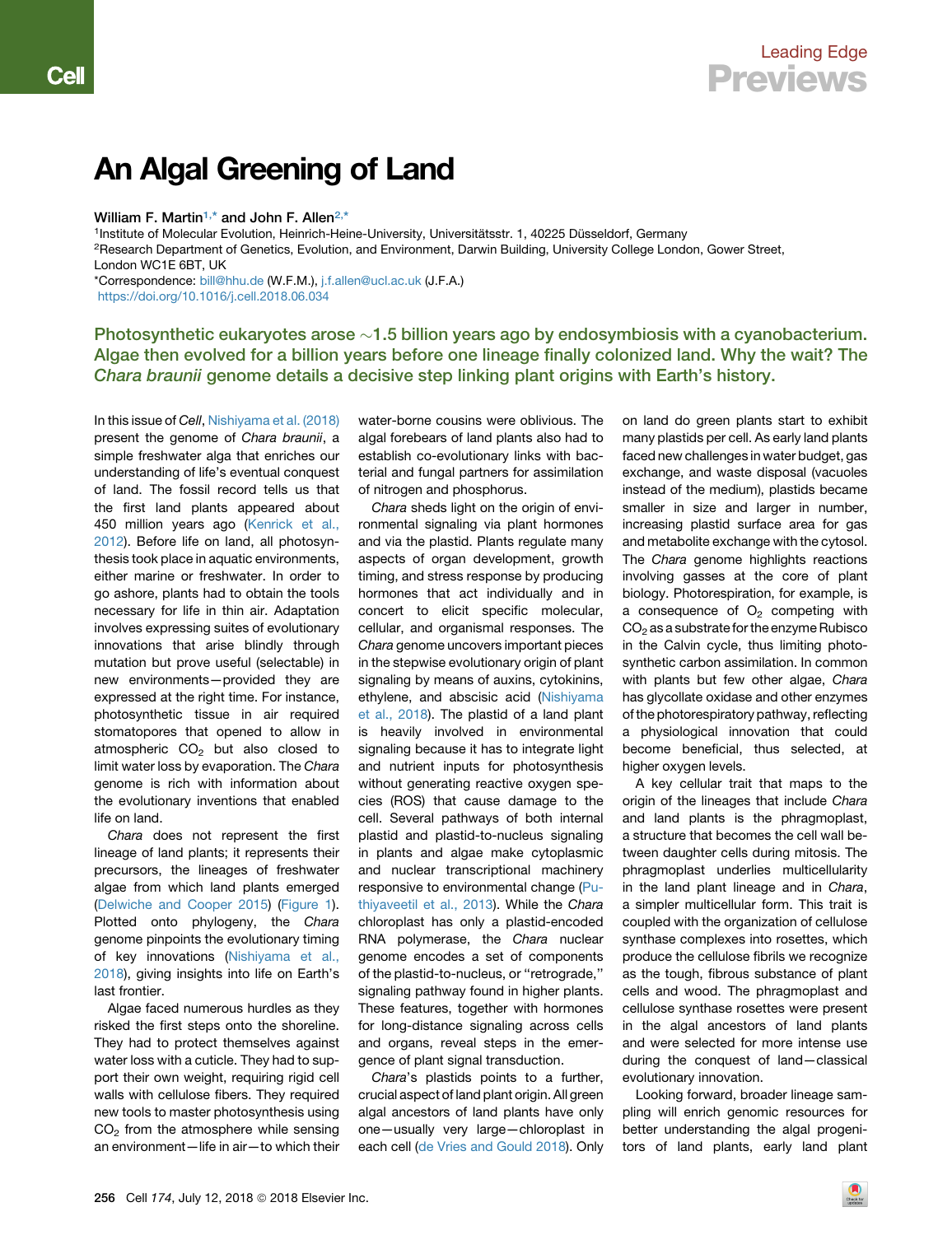# An Algal Greening of Land

William F. Martin[1,*] and John F. Allen[2,*]

[1]Institute of Molecular Evolution, Heinrich-Heine-University, Universitätsstr. 1, 40225 Düsseldorf, Germany
[2]Research Department of Genetics, Evolution, and Environment, Darwin Building, University College London, Gower Street, London WC1E 6BT, UK
*Correspondence: bill@hhu.de (W.F.M.), j.f.allen@ucl.ac.uk (J.F.A.)
https://doi.org/10.1016/j.cell.2018.06.034

**Photosynthetic eukaryotes arose ~1.5 billion years ago by endosymbiosis with a cyanobacterium. Algae then evolved for a billion years before one lineage finally colonized land. Why the wait? The *Chara braunii* genome details a decisive step linking plant origins with Earth's history.**

In this issue of *Cell*, Nishiyama et al. (2018) present the genome of *Chara braunii*, a simple freshwater alga that enriches our understanding of life's eventual conquest of land. The fossil record tells us that the first land plants appeared about 450 million years ago (Kenrick et al., 2012). Before life on land, all photosynthesis took place in aquatic environments, either marine or freshwater. In order to go ashore, plants had to obtain the tools necessary for life in thin air. Adaptation involves expressing suites of evolutionary innovations that arise blindly through mutation but prove useful (selectable) in new environments—provided they are expressed at the right time. For instance, photosynthetic tissue in air required stomatopores that opened to allow in atmospheric $CO_2$ but also closed to limit water loss by evaporation. The *Chara* genome is rich with information about the evolutionary inventions that enabled life on land.

*Chara* does not represent the first lineage of land plants; it represents their precursors, the lineages of freshwater algae from which land plants emerged (Delwiche and Cooper 2015) (Figure 1). Plotted onto phylogeny, the *Chara* genome pinpoints the evolutionary timing of key innovations (Nishiyama et al., 2018), giving insights into life on Earth's last frontier.

Algae faced numerous hurdles as they risked the first steps onto the shoreline. They had to protect themselves against water loss with a cuticle. They had to support their own weight, requiring rigid cell walls with cellulose fibers. They required new tools to master photosynthesis using $CO_2$ from the atmosphere while sensing an environment—life in air—to which their water-borne cousins were oblivious. The algal forebears of land plants also had to establish co-evolutionary links with bacterial and fungal partners for assimilation of nitrogen and phosphorus.

*Chara* sheds light on the origin of environmental signaling via plant hormones and via the plastid. Plants regulate many aspects of organ development, growth timing, and stress response by producing hormones that act individually and in concert to elicit specific molecular, cellular, and organismal responses. The *Chara* genome uncovers important pieces in the stepwise evolutionary origin of plant signaling by means of auxins, cytokinins, ethylene, and abscisic acid (Nishiyama et al., 2018). The plastid of a land plant is heavily involved in environmental signaling because it has to integrate light and nutrient inputs for photosynthesis without generating reactive oxygen species (ROS) that cause damage to the cell. Several pathways of both internal plastid and plastid-to-nucleus signaling in plants and algae make cytoplasmic and nuclear transcriptional machinery responsive to environmental change (Puthiyaveetil et al., 2013). While the *Chara* chloroplast has only a plastid-encoded RNA polymerase, the *Chara* nuclear genome encodes a set of components of the plastid-to-nucleus, or "retrograde," signaling pathway found in higher plants. These features, together with hormones for long-distance signaling across cells and organs, reveal steps in the emergence of plant signal transduction.

*Chara*'s plastids points to a further, crucial aspect of land plant origin. All green algal ancestors of land plants have only one—usually very large—chloroplast in each cell (de Vries and Gould 2018). Only on land do green plants start to exhibit many plastids per cell. As early land plants faced new challenges in water budget, gas exchange, and waste disposal (vacuoles instead of the medium), plastids became smaller in size and larger in number, increasing plastid surface area for gas and metabolite exchange with the cytosol. The *Chara* genome highlights reactions involving gasses at the core of plant biology. Photorespiration, for example, is a consequence of $O_2$ competing with $CO_2$ as a substrate for the enzyme Rubisco in the Calvin cycle, thus limiting photosynthetic carbon assimilation. In common with plants but few other algae, *Chara* has glycollate oxidase and other enzymes of the photorespiratory pathway, reflecting a physiological innovation that could become beneficial, thus selected, at higher oxygen levels.

A key cellular trait that maps to the origin of the lineages that include *Chara* and land plants is the phragmoplast, a structure that becomes the cell wall between daughter cells during mitosis. The phragmoplast underlies multicellularity in the land plant lineage and in *Chara*, a simpler multicellular form. This trait is coupled with the organization of cellulose synthase complexes into rosettes, which produce the cellulose fibrils we recognize as the tough, fibrous substance of plant cells and wood. The phragmoplast and cellulose synthase rosettes were present in the algal ancestors of land plants and were selected for more intense use during the conquest of land—classical evolutionary innovation.

Looking forward, broader lineage sampling will enrich genomic resources for better understanding the algal progenitors of land plants, early land plant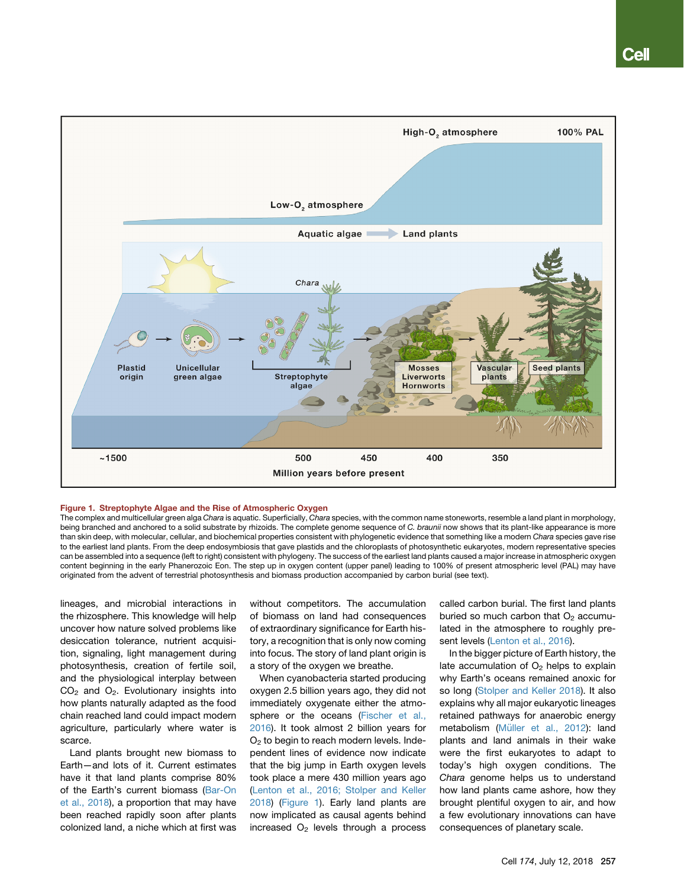**Figure 1. Streptophyte Algae and the Rise of Atmospheric Oxygen**

The complex and multicellular green alga *Chara* is aquatic. Superficially, *Chara* species, with the common name stoneworts, resemble a land plant in morphology, being branched and anchored to a solid substrate by rhizoids. The complete genome sequence of *C. braunii* now shows that its plant-like appearance is more than skin deep, with molecular, cellular, and biochemical properties consistent with phylogenetic evidence that something like a modern *Chara* species gave rise to the earliest land plants. From the deep endosymbiosis that gave plastids and the chloroplasts of photosynthetic eukaryotes, modern representative species can be assembled into a sequence (left to right) consistent with phylogeny. The success of the earliest land plants caused a major increase in atmospheric oxygen content beginning in the early Phanerozoic Eon. The step up in oxygen content (upper panel) leading to 100% of present atmospheric level (PAL) may have originated from the advent of terrestrial photosynthesis and biomass production accompanied by carbon burial (see text).

lineages, and microbial interactions in the rhizosphere. This knowledge will help uncover how nature solved problems like desiccation tolerance, nutrient acquisition, signaling, light management during photosynthesis, creation of fertile soil, and the physiological interplay between $CO_2$ and $O_2$. Evolutionary insights into how plants naturally adapted as the food chain reached land could impact modern agriculture, particularly where water is scarce.

Land plants brought new biomass to Earth—and lots of it. Current estimates have it that land plants comprise 80% of the Earth's current biomass (Bar-On et al., 2018), a proportion that may have been reached rapidly soon after plants colonized land, a niche which at first was without competitors. The accumulation of biomass on land had consequences of extraordinary significance for Earth history, a recognition that is only now coming into focus. The story of land plant origin is a story of the oxygen we breathe.

When cyanobacteria started producing oxygen 2.5 billion years ago, they did not immediately oxygenate either the atmosphere or the oceans (Fischer et al., 2016). It took almost 2 billion years for $O_2$ to begin to reach modern levels. Independent lines of evidence now indicate that the big jump in Earth oxygen levels took place a mere 430 million years ago (Lenton et al., 2016; Stolper and Keller 2018) (Figure 1). Early land plants are now implicated as causal agents behind increased $O_2$ levels through a process called carbon burial. The first land plants buried so much carbon that $O_2$ accumulated in the atmosphere to roughly present levels (Lenton et al., 2016).

In the bigger picture of Earth history, the late accumulation of $O_2$ helps to explain why Earth's oceans remained anoxic for so long (Stolper and Keller 2018). It also explains why all major eukaryotic lineages retained pathways for anaerobic energy metabolism (Müller et al., 2012): land plants and land animals in their wake were the first eukaryotes to adapt to today's high oxygen conditions. The *Chara* genome helps us to understand how land plants came ashore, how they brought plentiful oxygen to air, and how a few evolutionary innovations can have consequences of planetary scale.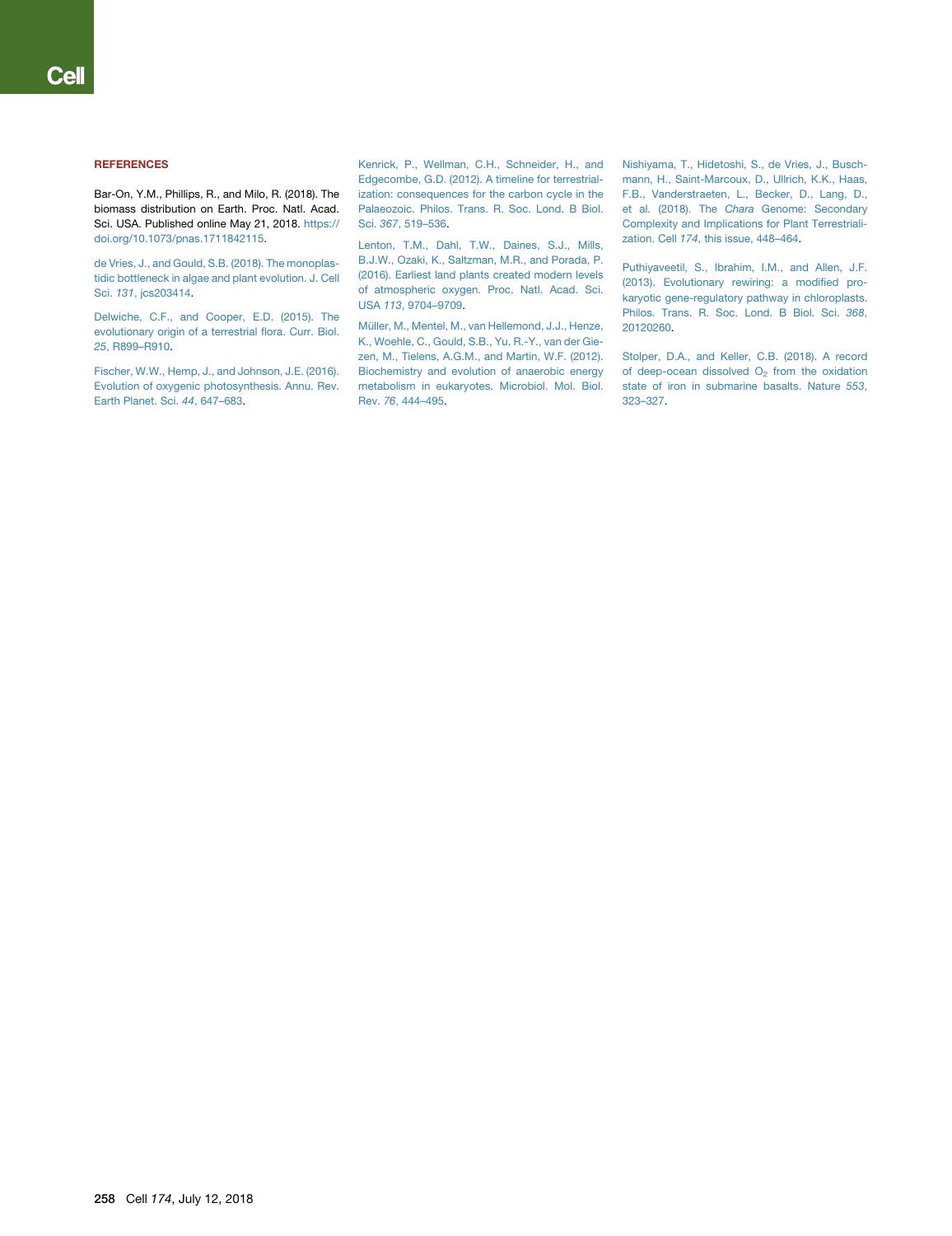## REFERENCES

Bar-On, Y.M., Phillips, R., and Milo, R. (2018). The biomass distribution on Earth. Proc. Natl. Acad. Sci. USA. Published online May 21, 2018. https://doi.org/10.1073/pnas.1711842115.

de Vries, J., and Gould, S.B. (2018). The monoplastidic bottleneck in algae and plant evolution. J. Cell Sci. *131*, jcs203414.

Delwiche, C.F., and Cooper, E.D. (2015). The evolutionary origin of a terrestrial flora. Curr. Biol. *25*, R899–R910.

Fischer, W.W., Hemp, J., and Johnson, J.E. (2016). Evolution of oxygenic photosynthesis. Annu. Rev. Earth Planet. Sci. *44*, 647–683.

Kenrick, P., Wellman, C.H., Schneider, H., and Edgecombe, G.D. (2012). A timeline for terrestrialization: consequences for the carbon cycle in the Palaeozoic. Philos. Trans. R. Soc. Lond. B Biol. Sci. *367*, 519–536.

Lenton, T.M., Dahl, T.W., Daines, S.J., Mills, B.J.W., Ozaki, K., Saltzman, M.R., and Porada, P. (2016). Earliest land plants created modern levels of atmospheric oxygen. Proc. Natl. Acad. Sci. USA *113*, 9704–9709.

Müller, M., Mentel, M., van Hellemond, J.J., Henze, K., Woehle, C., Gould, S.B., Yu, R.-Y., van der Giezen, M., Tielens, A.G.M., and Martin, W.F. (2012). Biochemistry and evolution of anaerobic energy metabolism in eukaryotes. Microbiol. Mol. Biol. Rev. *76*, 444–495.

Nishiyama, T., Hidetoshi, S., de Vries, J., Buschmann, H., Saint-Marcoux, D., Ullrich, K.K., Haas, F.B., Vanderstraeten, L., Becker, D., Lang, D., et al. (2018). The *Chara* Genome: Secondary Complexity and Implications for Plant Terrestrialization. Cell *174*, this issue, 448–464.

Puthiyaveetil, S., Ibrahim, I.M., and Allen, J.F. (2013). Evolutionary rewiring: a modified prokaryotic gene-regulatory pathway in chloroplasts. Philos. Trans. R. Soc. Lond. B Biol. Sci. *368*, 20120260.

Stolper, D.A., and Keller, C.B. (2018). A record of deep-ocean dissolved $O_2$ from the oxidation state of iron in submarine basalts. Nature *553*, 323–327.